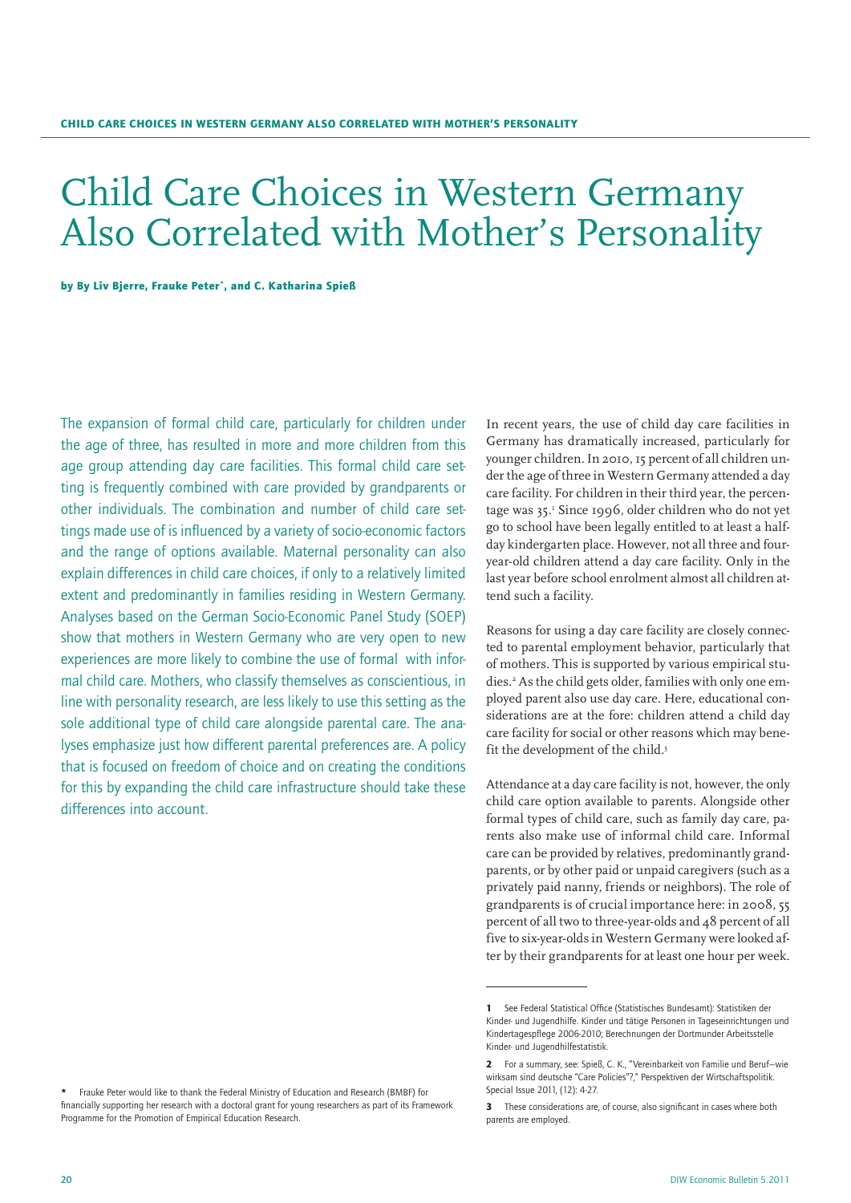# Child Care Choices in Western Germany Also Correlated with Mother's Personality

**by By Liv Bjerre, Frauke Peter*, and C. Katharina Spieß**

The expansion of formal child care, particularly for children under the age of three, has resulted in more and more children from this age group attending day care facilities. This formal child care setting is frequently combined with care provided by grandparents or other individuals. The combination and number of child care settings made use of is influenced by a variety of socio-economic factors and the range of options available. Maternal personality can also explain differences in child care choices, if only to a relatively limited extent and predominantly in families residing in Western Germany. Analyses based on the German Socio-Economic Panel Study (SOEP) show that mothers in Western Germany who are very open to new experiences are more likely to combine the use of formal with informal child care. Mothers, who classify themselves as conscientious, in line with personality research, are less likely to use this setting as the sole additional type of child care alongside parental care. The analyses emphasize just how different parental preferences are. A policy that is focused on freedom of choice and on creating the conditions for this by expanding the child care infrastructure should take these differences into account.

In recent years, the use of child day care facilities in Germany has dramatically increased, particularly for younger children. In 2010, 15 percent of all children under the age of three in Western Germany attended a day care facility. For children in their third year, the percentage was 35.[1] Since 1996, older children who do not yet go to school have been legally entitled to at least a half-day kindergarten place. However, not all three and four-year-old children attend a day care facility. Only in the last year before school enrolment almost all children attend such a facility.

Reasons for using a day care facility are closely connected to parental employment behavior, particularly that of mothers. This is supported by various empirical studies.[2] As the child gets older, families with only one employed parent also use day care. Here, educational considerations are at the fore: children attend a child day care facility for social or other reasons which may benefit the development of the child.[3]

Attendance at a day care facility is not, however, the only child care option available to parents. Alongside other formal types of child care, such as family day care, parents also make use of informal child care. Informal care can be provided by relatives, predominantly grandparents, or by other paid or unpaid caregivers (such as a privately paid nanny, friends or neighbors). The role of grandparents is of crucial importance here: in 2008, 55 percent of all two to three-year-olds and 48 percent of all five to six-year-olds in Western Germany were looked after by their grandparents for at least one hour per week.

---

[1] See Federal Statistical Office (Statistisches Bundesamt): Statistiken der Kinder- und Jugendhilfe. Kinder und tätige Personen in Tageseinrichtungen und Kindertagespflege 2006-2010; Berechnungen der Dortmunder Arbeitsstelle Kinder- und Jugendhilfestatistik.

[2] For a summary, see: Spieß, C. K., "Vereinbarkeit von Familie und Beruf—wie wirksam sind deutsche "Care Policies"?," Perspektiven der Wirtschaftspolitik. Special Issue 2011, (12): 4-27.

[3] These considerations are, of course, also significant in cases where both parents are employed.

\* Frauke Peter would like to thank the Federal Ministry of Education and Research (BMBF) for financially supporting her research with a doctoral grant for young researchers as part of its Framework Programme for the Promotion of Empirical Education Research.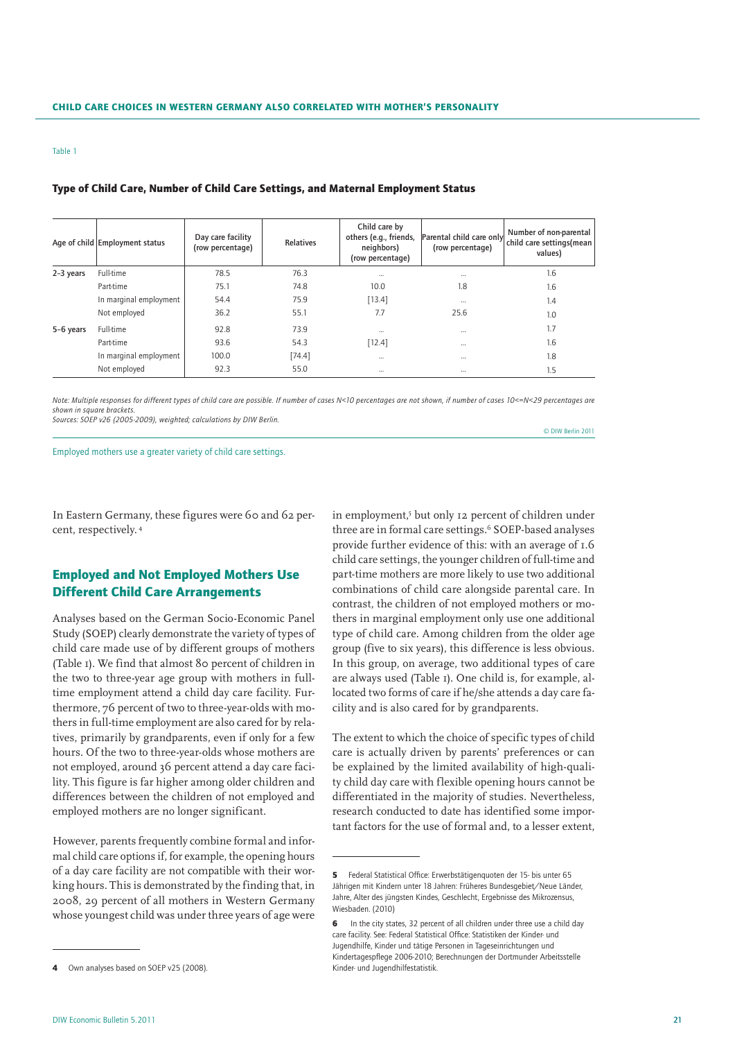Table 1

**Type of Child Care, Number of Child Care Settings, and Maternal Employment Status**

| Age of child | Employment status | Day care facility (row percentage) | Relatives | Child care by others (e.g., friends, neighbors) (row percentage) | Parental child care only (row percentage) | Number of non-parental child care settings(mean values) |
|---|---|---|---|---|---|---|
| 2–3 years | Full-time | 78.5 | 76.3 | ... | ... | 1.6 |
| | Part-time | 75.1 | 74.8 | 10.0 | 1.8 | 1.6 |
| | In marginal employment | 54.4 | 75.9 | [13.4] | ... | 1.4 |
| | Not employed | 36.2 | 55.1 | 7.7 | 25.6 | 1.0 |
| 5–6 years | Full-time | 92.8 | 73.9 | ... | ... | 1.7 |
| | Part-time | 93.6 | 54.3 | [12.4] | ... | 1.6 |
| | In marginal employment | 100.0 | [74.4] | ... | ... | 1.8 |
| | Not employed | 92.3 | 55.0 | ... | ... | 1.5 |

*Note: Multiple responses for different types of child care are possible. If number of cases N<10 percentages are not shown, if number of cases 10<=N<29 percentages are shown in square brackets.*
*Sources: SOEP v26 (2005-2009), weighted; calculations by DIW Berlin.*

© DIW Berlin 2011

Employed mothers use a greater variety of child care settings.

In Eastern Germany, these figures were 60 and 62 percent, respectively.[4]

## Employed and Not Employed Mothers Use Different Child Care Arrangements

Analyses based on the German Socio-Economic Panel Study (SOEP) clearly demonstrate the variety of types of child care made use of by different groups of mothers (Table 1). We find that almost 80 percent of children in the two to three-year age group with mothers in full-time employment attend a child day care facility. Furthermore, 76 percent of two to three-year-olds with mothers in full-time employment are also cared for by relatives, primarily by grandparents, even if only for a few hours. Of the two to three-year-olds whose mothers are not employed, around 36 percent attend a day care facility. This figure is far higher among older children and differences between the children of not employed and employed mothers are no longer significant.

However, parents frequently combine formal and informal child care options if, for example, the opening hours of a day care facility are not compatible with their working hours. This is demonstrated by the finding that, in 2008, 29 percent of all mothers in Western Germany whose youngest child was under three years of age were in employment,[5] but only 12 percent of children under three are in formal care settings.[6] SOEP-based analyses provide further evidence of this: with an average of 1.6 child care settings, the younger children of full-time and part-time mothers are more likely to use two additional combinations of child care alongside parental care. In contrast, the children of not employed mothers or mothers in marginal employment only use one additional type of child care. Among children from the older age group (five to six years), this difference is less obvious. In this group, on average, two additional types of care are always used (Table 1). One child is, for example, allocated two forms of care if he/she attends a day care facility and is also cared for by grandparents.

The extent to which the choice of specific types of child care is actually driven by parents' preferences or can be explained by the limited availability of high-quality child day care with flexible opening hours cannot be differentiated in the majority of studies. Nevertheless, research conducted to date has identified some important factors for the use of formal and, to a lesser extent,

---

**4** Own analyses based on SOEP v25 (2008).

**5** Federal Statistical Office: Erwerbstätigenquoten der 15- bis unter 65 Jährigen mit Kindern unter 18 Jahren: Früheres Bundesgebiet/Neue Länder, Jahre, Alter des jüngsten Kindes, Geschlecht, Ergebnisse des Mikrozensus, Wiesbaden. (2010)

**6** In the city states, 32 percent of all children under three use a child day care facility. See: Federal Statistical Office: Statistiken der Kinder- und Jugendhilfe, Kinder und tätige Personen in Tageseinrichtungen und Kindertagespflege 2006-2010; Berechnungen der Dortmunder Arbeitsstelle Kinder- und Jugendhilfestatistik.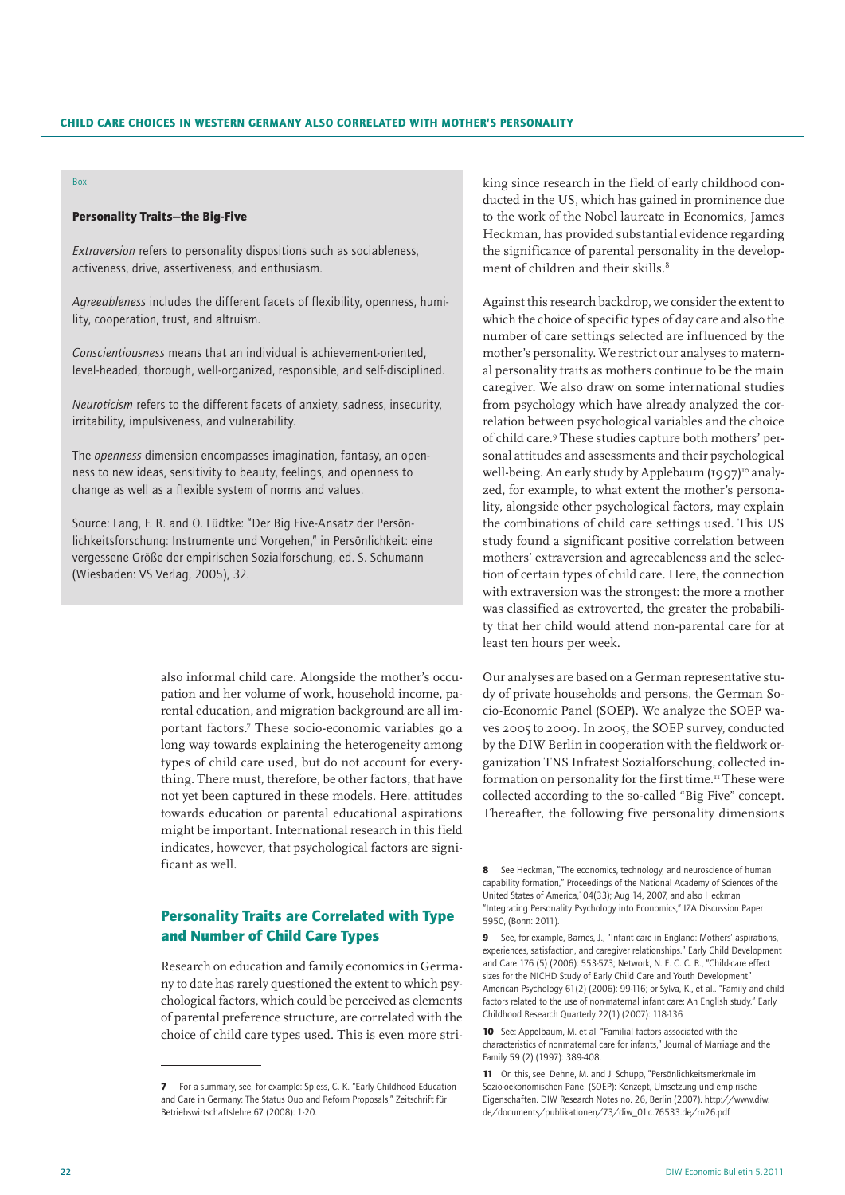Box

**Personality Traits—the Big-Five**

*Extraversion* refers to personality dispositions such as sociableness, activeness, drive, assertiveness, and enthusiasm.

*Agreeableness* includes the different facets of flexibility, openness, humility, cooperation, trust, and altruism.

*Conscientiousness* means that an individual is achievement-oriented, level-headed, thorough, well-organized, responsible, and self-disciplined.

*Neuroticism* refers to the different facets of anxiety, sadness, insecurity, irritability, impulsiveness, and vulnerability.

The *openness* dimension encompasses imagination, fantasy, an openness to new ideas, sensitivity to beauty, feelings, and openness to change as well as a flexible system of norms and values.

Source: Lang, F. R. and O. Lüdtke: "Der Big Five-Ansatz der Persönlichkeitsforschung: Instrumente und Vorgehen," in Persönlichkeit: eine vergessene Größe der empirischen Sozialforschung, ed. S. Schumann (Wiesbaden: VS Verlag, 2005), 32.

also informal child care. Alongside the mother's occupation and her volume of work, household income, parental education, and migration background are all important factors.[7] These socio-economic variables go a long way towards explaining the heterogeneity among types of child care used, but do not account for everything. There must, therefore, be other factors, that have not yet been captured in these models. Here, attitudes towards education or parental educational aspirations might be important. International research in this field indicates, however, that psychological factors are significant as well.

## Personality Traits are Correlated with Type and Number of Child Care Types

Research on education and family economics in Germany to date has rarely questioned the extent to which psychological factors, which could be perceived as elements of parental preference structure, are correlated with the choice of child care types used. This is even more striking since research in the field of early childhood conducted in the US, which has gained in prominence due to the work of the Nobel laureate in Economics, James Heckman, has provided substantial evidence regarding the significance of parental personality in the development of children and their skills.[8]

Against this research backdrop, we consider the extent to which the choice of specific types of day care and also the number of care settings selected are influenced by the mother's personality. We restrict our analyses to maternal personality traits as mothers continue to be the main caregiver. We also draw on some international studies from psychology which have already analyzed the correlation between psychological variables and the choice of child care.[9] These studies capture both mothers' personal attitudes and assessments and their psychological well-being. An early study by Applebaum (1997)[10] analyzed, for example, to what extent the mother's personality, alongside other psychological factors, may explain the combinations of child care settings used. This US study found a significant positive correlation between mothers' extraversion and agreeableness and the selection of certain types of child care. Here, the connection with extraversion was the strongest: the more a mother was classified as extroverted, the greater the probability that her child would attend non-parental care for at least ten hours per week.

Our analyses are based on a German representative study of private households and persons, the German Socio-Economic Panel (SOEP). We analyze the SOEP waves 2005 to 2009. In 2005, the SOEP survey, conducted by the DIW Berlin in cooperation with the fieldwork organization TNS Infratest Sozialforschung, collected information on personality for the first time.[11] These were collected according to the so-called "Big Five" concept. Thereafter, the following five personality dimensions

---

7 For a summary, see, for example: Spiess, C. K. "Early Childhood Education and Care in Germany: The Status Quo and Reform Proposals," Zeitschrift für Betriebswirtschaftslehre 67 (2008): 1-20.

8 See Heckman, "The economics, technology, and neuroscience of human capability formation," Proceedings of the National Academy of Sciences of the United States of America,104(33); Aug 14, 2007, and also Heckman "Integrating Personality Psychology into Economics," IZA Discussion Paper 5950, (Bonn: 2011).

9 See, for example, Barnes, J., "Infant care in England: Mothers' aspirations, experiences, satisfaction, and caregiver relationships." Early Child Development and Care 176 (5) (2006): 553-573; Network, N. E. C. C. R., "Child-care effect sizes for the NICHD Study of Early Child Care and Youth Development" American Psychology 61(2) (2006): 99-116; or Sylva, K., et al.. "Family and child factors related to the use of non-maternal infant care: An English study." Early Childhood Research Quarterly 22(1) (2007): 118-136

10 See: Appelbaum, M. et al. "Familial factors associated with the characteristics of nonmaternal care for infants," Journal of Marriage and the Family 59 (2) (1997): 389-408.

11 On this, see: Dehne, M. and J. Schupp, "Persönlichkeitsmerkmale im Sozio-oekonomischen Panel (SOEP): Konzept, Umsetzung und empirische Eigenschaften. DIW Research Notes no. 26, Berlin (2007). http://www.diw.de/documents/publikationen/73/diw_01.c.76533.de/rn26.pdf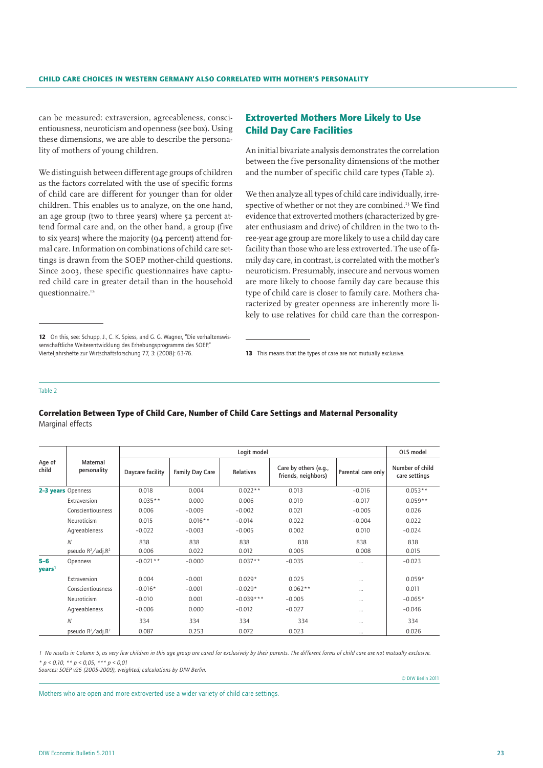can be measured: extraversion, agreeableness, conscientiousness, neuroticism and openness (see box). Using these dimensions, we are able to describe the personality of mothers of young children.

We distinguish between different age groups of children as the factors correlated with the use of specific forms of child care are different for younger than for older children. This enables us to analyze, on the one hand, an age group (two to three years) where 52 percent attend formal care and, on the other hand, a group (five to six years) where the majority (94 percent) attend formal care. Information on combinations of child care settings is drawn from the SOEP mother-child questions. Since 2003, these specific questionnaires have captured child care in greater detail than in the household questionnaire.[12]

12 On this, see: Schupp, J., C. K. Spiess, and G. G. Wagner, "Die verhaltenswissenschaftliche Weiterentwicklung des Erhebungsprogramms des SOEP," Vierteljahrshefte zur Wirtschaftsforschung 77, 3: (2008): 63-76.

## Extroverted Mothers More Likely to Use Child Day Care Facilities

An initial bivariate analysis demonstrates the correlation between the five personality dimensions of the mother and the number of specific child care types (Table 2).

We then analyze all types of child care individually, irrespective of whether or not they are combined.[13] We find evidence that extroverted mothers (characterized by greater enthusiasm and drive) of children in the two to three-year age group are more likely to use a child day care facility than those who are less extroverted. The use of family day care, in contrast, is correlated with the mother's neuroticism. Presumably, insecure and nervous women are more likely to choose family day care because this type of child care is closer to family care. Mothers characterized by greater openness are inherently more likely to use relatives for child care than the correspon-

13 This means that the types of care are not mutually exclusive.

Table 2

**Correlation Between Type of Child Care, Number of Child Care Settings and Maternal Personality**
Marginal effects

| Age of child | Maternal personality | Logit model | | | | | OLS model |
|---|---|---|---|---|---|---|---|
| | | Daycare facility | Family Day Care | Relatives | Care by others (e.g., friends, neighbors) | Parental care only | Number of child care settings |
| **2–3 years** | Openness | 0.018 | 0.004 | 0.022** | 0.013 | −0.016 | 0.053** |
| | Extraversion | 0.035** | 0.000 | 0.006 | 0.019 | −0.017 | 0.059** |
| | Conscientiousness | 0.006 | −0.009 | −0.002 | 0.021 | −0.005 | 0.026 |
| | Neuroticism | 0.015 | 0.016** | −0.014 | 0.022 | −0.004 | 0.022 |
| | Agreeableness | −0.022 | −0.003 | −0.005 | 0.002 | 0.010 | −0.024 |
| | *N* | 838 | 838 | 838 | 838 | 838 | 838 |
| | pseudo $R^2$/adj.$R^2$ | 0.006 | 0.022 | 0.012 | 0.005 | 0.008 | 0.015 |
| **5–6 years**[1] | Openness | −0.021** | −0.000 | 0.037** | −0.035 | ... | −0.023 |
| | Extraversion | 0.004 | −0.001 | 0.029* | 0.025 | ... | 0.059* |
| | Conscientiousness | −0.016* | −0.001 | −0.029* | 0.062** | ... | 0.011 |
| | Neuroticism | −0.010 | 0.001 | −0.039*** | −0.005 | ... | −0.065* |
| | Agreeableness | −0.006 | 0.000 | −0.012 | −0.027 | ... | −0.046 |
| | *N* | 334 | 334 | 334 | 334 | ... | 334 |
| | pseudo $R^2$/adj.$R^2$ | 0.087 | 0.253 | 0.072 | 0.023 | ... | 0.026 |

*1 No results in Column 5, as very few children in this age group are cared for exclusively by their parents. The different forms of child care are not mutually exclusive.*
*\* p < 0,10, \*\* p < 0,05, \*\*\* p < 0,01*
*Sources: SOEP v26 (2005-2009), weighted; calculations by DIW Berlin.*

© DIW Berlin 2011

Mothers who are open and more extroverted use a wider variety of child care settings.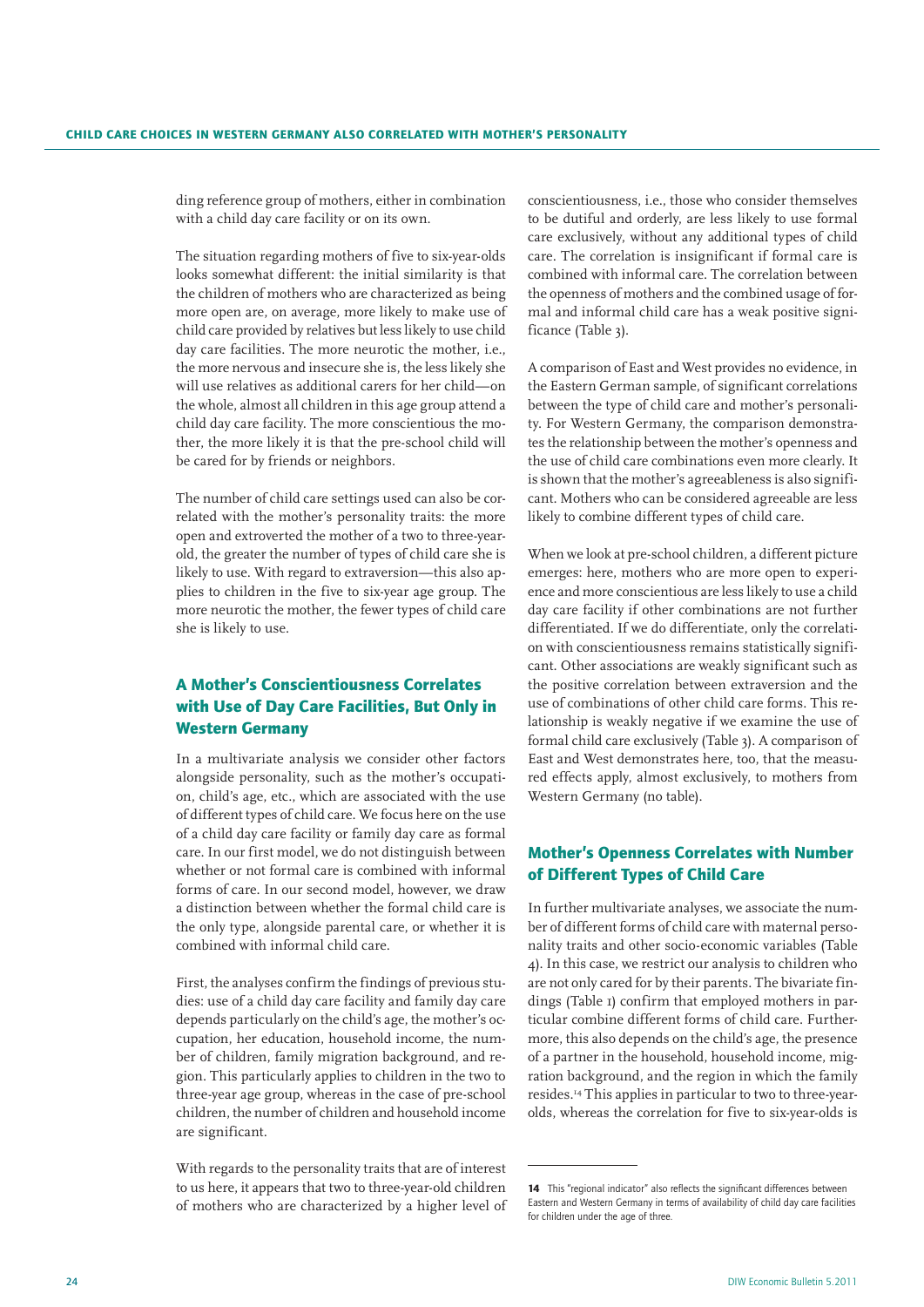ding reference group of mothers, either in combination with a child day care facility or on its own.

The situation regarding mothers of five to six-year-olds looks somewhat different: the initial similarity is that the children of mothers who are characterized as being more open are, on average, more likely to make use of child care provided by relatives but less likely to use child day care facilities. The more neurotic the mother, i.e., the more nervous and insecure she is, the less likely she will use relatives as additional carers for her child—on the whole, almost all children in this age group attend a child day care facility. The more conscientious the mother, the more likely it is that the pre-school child will be cared for by friends or neighbors.

The number of child care settings used can also be correlated with the mother's personality traits: the more open and extroverted the mother of a two to three-year-old, the greater the number of types of child care she is likely to use. With regard to extraversion—this also applies to children in the five to six-year age group. The more neurotic the mother, the fewer types of child care she is likely to use.

## A Mother's Conscientiousness Correlates with Use of Day Care Facilities, But Only in Western Germany

In a multivariate analysis we consider other factors alongside personality, such as the mother's occupation, child's age, etc., which are associated with the use of different types of child care. We focus here on the use of a child day care facility or family day care as formal care. In our first model, we do not distinguish between whether or not formal care is combined with informal forms of care. In our second model, however, we draw a distinction between whether the formal child care is the only type, alongside parental care, or whether it is combined with informal child care.

First, the analyses confirm the findings of previous studies: use of a child day care facility and family day care depends particularly on the child's age, the mother's occupation, her education, household income, the number of children, family migration background, and region. This particularly applies to children in the two to three-year age group, whereas in the case of pre-school children, the number of children and household income are significant.

With regards to the personality traits that are of interest to us here, it appears that two to three-year-old children of mothers who are characterized by a higher level of conscientiousness, i.e., those who consider themselves to be dutiful and orderly, are less likely to use formal care exclusively, without any additional types of child care. The correlation is insignificant if formal care is combined with informal care. The correlation between the openness of mothers and the combined usage of formal and informal child care has a weak positive significance (Table 3).

A comparison of East and West provides no evidence, in the Eastern German sample, of significant correlations between the type of child care and mother's personality. For Western Germany, the comparison demonstrates the relationship between the mother's openness and the use of child care combinations even more clearly. It is shown that the mother's agreeableness is also significant. Mothers who can be considered agreeable are less likely to combine different types of child care.

When we look at pre-school children, a different picture emerges: here, mothers who are more open to experience and more conscientious are less likely to use a child day care facility if other combinations are not further differentiated. If we do differentiate, only the correlation with conscientiousness remains statistically significant. Other associations are weakly significant such as the positive correlation between extraversion and the use of combinations of other child care forms. This relationship is weakly negative if we examine the use of formal child care exclusively (Table 3). A comparison of East and West demonstrates here, too, that the measured effects apply, almost exclusively, to mothers from Western Germany (no table).

## Mother's Openness Correlates with Number of Different Types of Child Care

In further multivariate analyses, we associate the number of different forms of child care with maternal personality traits and other socio-economic variables (Table 4). In this case, we restrict our analysis to children who are not only cared for by their parents. The bivariate findings (Table 1) confirm that employed mothers in particular combine different forms of child care. Furthermore, this also depends on the child's age, the presence of a partner in the household, household income, migration background, and the region in which the family resides.[14] This applies in particular to two to three-year-olds, whereas the correlation for five to six-year-olds is

[14] This "regional indicator" also reflects the significant differences between Eastern and Western Germany in terms of availability of child day care facilities for children under the age of three.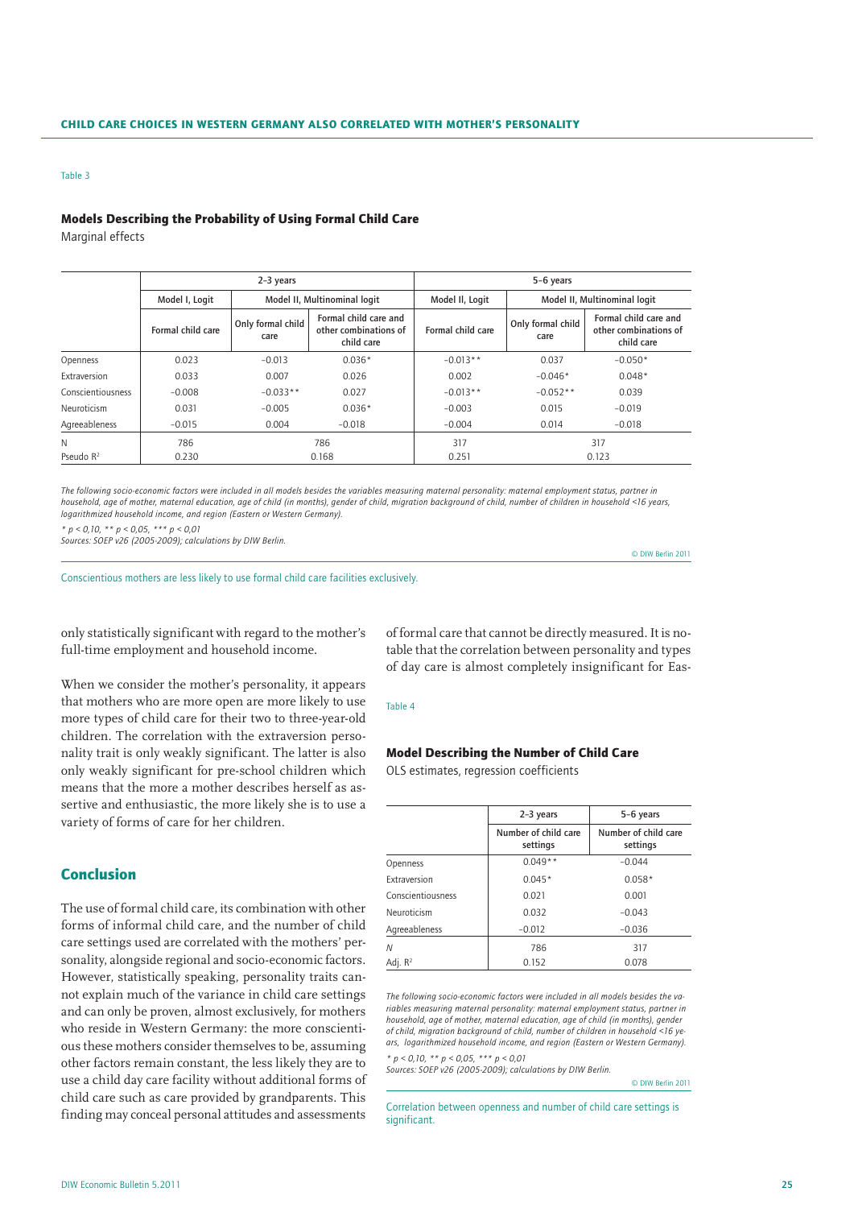**CHILD CARE CHOICES IN WESTERN GERMANY ALSO CORRELATED WITH MOTHER'S PERSONALITY**

Table 3

### Models Describing the Probability of Using Formal Child Care

Marginal effects

| | 2–3 years | | | 5–6 years | | |
|---|---|---|---|---|---|---|
| | Model I, Logit | Model II, Multinomial logit | | Model II, Logit | Model II, Multinomial logit | |
| | Formal child care | Only formal child care | Formal child care and other combinations of child care | Formal child care | Only formal child care | Formal child care and other combinations of child care |
| Openness | 0.023 | −0.013 | 0.036* | −0.013** | 0.037 | −0.050* |
| Extraversion | 0.033 | 0.007 | 0.026 | 0.002 | −0.046* | 0.048* |
| Conscientiousness | −0.008 | −0.033** | 0.027 | −0.013** | −0.052** | 0.039 |
| Neuroticism | 0.031 | −0.005 | 0.036* | −0.003 | 0.015 | −0.019 |
| Agreeableness | −0.015 | 0.004 | −0.018 | −0.004 | 0.014 | −0.018 |
| N | 786 | 786 | | 317 | 317 | |
| Pseudo $R^2$ | 0.230 | 0.168 | | 0.251 | 0.123 | |

*The following socio-economic factors were included in all models besides the variables measuring maternal personality: maternal employment status, partner in household, age of mother, maternal education, age of child (in months), gender of child, migration background of child, number of children in household <16 years, logarithmized household income, and region (Eastern or Western Germany).*

*\* p < 0,10, \*\* p < 0,05, \*\*\* p < 0,01*
*Sources: SOEP v26 (2005-2009); calculations by DIW Berlin.*

© DIW Berlin 2011

Conscientious mothers are less likely to use formal child care facilities exclusively.

only statistically significant with regard to the mother's full-time employment and household income.

When we consider the mother's personality, it appears that mothers who are more open are more likely to use more types of child care for their two to three-year-old children. The correlation with the extraversion personality trait is only weakly significant. The latter is also only weakly significant for pre-school children which means that the more a mother describes herself as assertive and enthusiastic, the more likely she is to use a variety of forms of care for her children.

## Conclusion

The use of formal child care, its combination with other forms of informal child care, and the number of child care settings used are correlated with the mothers' personality, alongside regional and socio-economic factors. However, statistically speaking, personality traits cannot explain much of the variance in child care settings and can only be proven, almost exclusively, for mothers who reside in Western Germany: the more conscientious these mothers consider themselves to be, assuming other factors remain constant, the less likely they are to use a child day care facility without additional forms of child care such as care provided by grandparents. This finding may conceal personal attitudes and assessments of formal care that cannot be directly measured. It is notable that the correlation between personality and types of day care is almost completely insignificant for Eas-

Table 4

### Model Describing the Number of Child Care

OLS estimates, regression coefficients

| | 2–3 years | 5–6 years |
|---|---|---|
| | Number of child care settings | Number of child care settings |
| Openness | 0.049** | −0.044 |
| Extraversion | 0.045* | 0.058* |
| Conscientiousness | 0.021 | 0.001 |
| Neuroticism | 0.032 | −0.043 |
| Agreeableness | −0.012 | −0.036 |
| *N* | 786 | 317 |
| Adj. $R^2$ | 0.152 | 0.078 |

*The following socio-economic factors were included in all models besides the variables measuring maternal personality: maternal employment status, partner in household, age of mother, maternal education, age of child (in months), gender of child, migration background of child, number of children in household <16 years, logarithmized household income, and region (Eastern or Western Germany).*

*\* p < 0,10, \*\* p < 0,05, \*\*\* p < 0,01*
*Sources: SOEP v26 (2005-2009); calculations by DIW Berlin.*

© DIW Berlin 2011

Correlation between openness and number of child care settings is significant.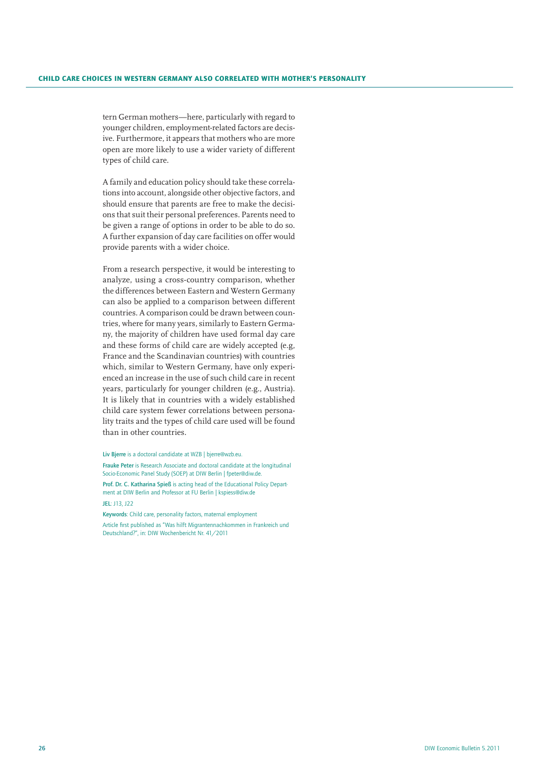tern German mothers—here, particularly with regard to younger children, employment-related factors are decisive. Furthermore, it appears that mothers who are more open are more likely to use a wider variety of different types of child care.

A family and education policy should take these correlations into account, alongside other objective factors, and should ensure that parents are free to make the decisions that suit their personal preferences. Parents need to be given a range of options in order to be able to do so. A further expansion of day care facilities on offer would provide parents with a wider choice.

From a research perspective, it would be interesting to analyze, using a cross-country comparison, whether the differences between Eastern and Western Germany can also be applied to a comparison between different countries. A comparison could be drawn between countries, where for many years, similarly to Eastern Germany, the majority of children have used formal day care and these forms of child care are widely accepted (e.g, France and the Scandinavian countries) with countries which, similar to Western Germany, have only experienced an increase in the use of such child care in recent years, particularly for younger children (e.g., Austria). It is likely that in countries with a widely established child care system fewer correlations between personality traits and the types of child care used will be found than in other countries.

**Liv Bjerre** is a doctoral candidate at WZB | bjerre@wzb.eu.

**Frauke Peter** is Research Associate and doctoral candidate at the longitudinal Socio-Economic Panel Study (SOEP) at DIW Berlin | fpeter@diw.de.

**Prof. Dr. C. Katharina Spieß** is acting head of the Educational Policy Department at DIW Berlin and Professor at FU Berlin | kspiess@diw.de

**JEL**: J13, J22

**Keywords**: Child care, personality factors, maternal employment

Article first published as "Was hilft Migrantennachkommen in Frankreich und Deutschland?", in: DIW Wochenbericht Nr. 41/2011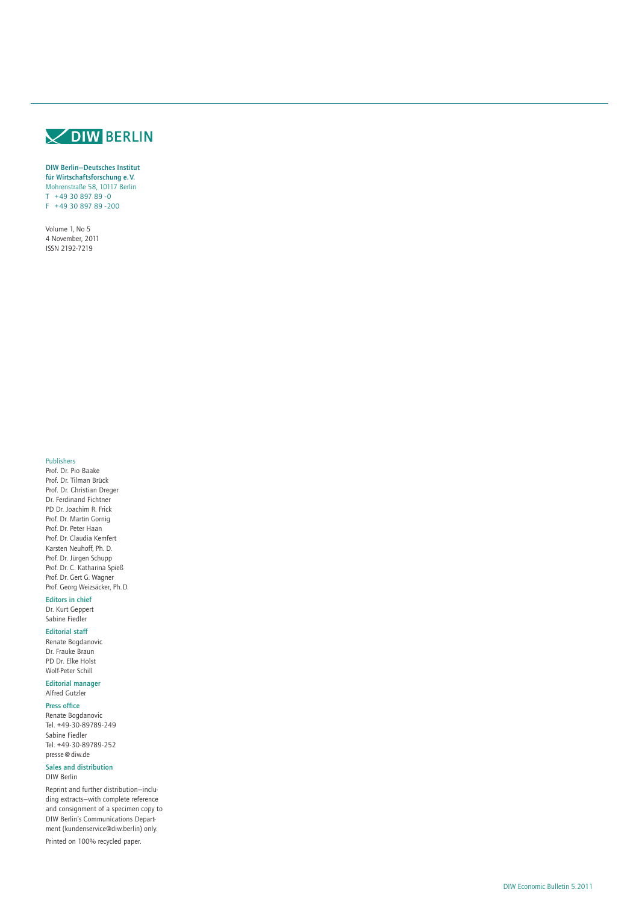DIW BERLIN

**DIW Berlin—Deutsches Institut für Wirtschaftsforschung e. V.**
Mohrenstraße 58, 10117 Berlin
T +49 30 897 89 -0
F +49 30 897 89 -200

Volume 1, No 5
4 November, 2011
ISSN 2192-7219

**Publishers**
Prof. Dr. Pio Baake
Prof. Dr. Tilman Brück
Prof. Dr. Christian Dreger
Dr. Ferdinand Fichtner
PD Dr. Joachim R. Frick
Prof. Dr. Martin Gornig
Prof. Dr. Peter Haan
Prof. Dr. Claudia Kemfert
Karsten Neuhoff, Ph. D.
Prof. Dr. Jürgen Schupp
Prof. Dr. C. Katharina Spieß
Prof. Dr. Gert G. Wagner
Prof. Georg Weizsäcker, Ph. D.

**Editors in chief**
Dr. Kurt Geppert
Sabine Fiedler

**Editorial staff**
Renate Bogdanovic
Dr. Frauke Braun
PD Dr. Elke Holst
Wolf-Peter Schill

**Editorial manager**
Alfred Gutzler

**Press office**
Renate Bogdanovic
Tel. +49-30-89789-249
Sabine Fiedler
Tel. +49-30-89789-252
presse@diw.de

**Sales and distribution**
DIW Berlin

Reprint and further distribution—including extracts—with complete reference and consignment of a specimen copy to DIW Berlin's Communications Department (kundenservice@diw.berlin) only.

Printed on 100% recycled paper.